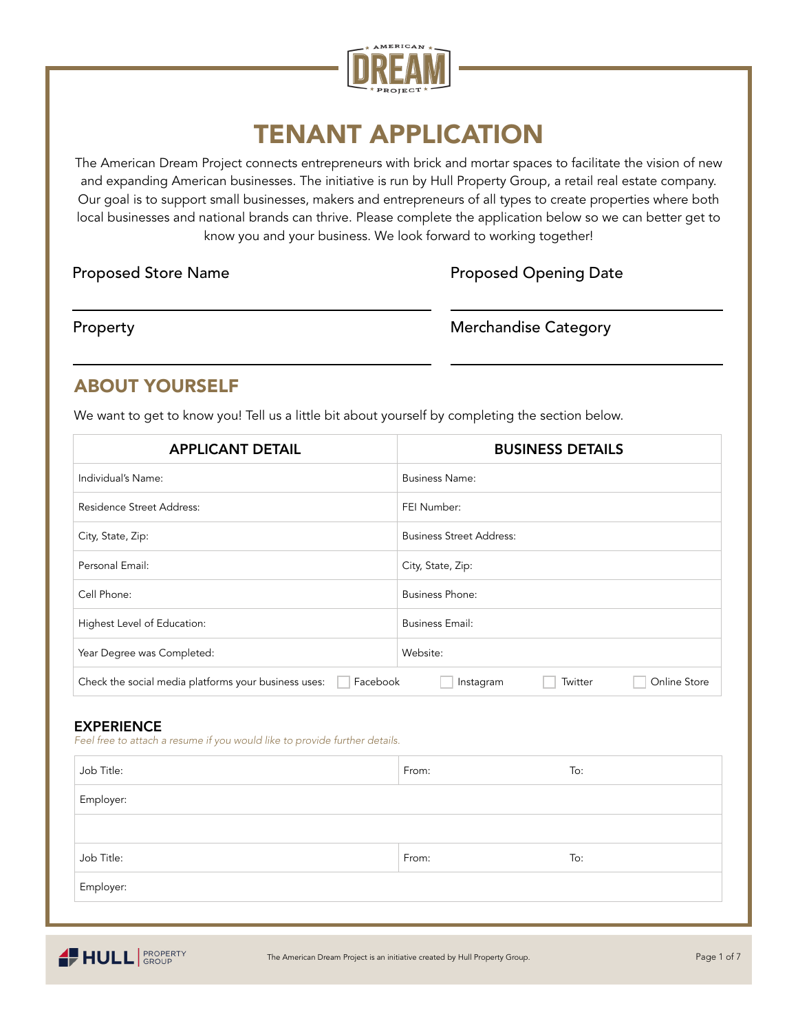# TENANT APPLICATION

The American Dream Project connects entrepreneurs with brick and mortar spaces to facilitate the vision of new and expanding American businesses. The initiative is run by Hull Property Group, a retail real estate company. Our goal is to support small businesses, makers and entrepreneurs of all types to create properties where both local businesses and national brands can thrive. Please complete the application below so we can better get to know you and your business. We look forward to working together!

Proposed Store Name ______________________

Proposed Opening Date ______________________

Property ______________________

Merchandise Category ______________________

## ABOUT YOURSELF

We want to get to know you! Tell us a little bit about yourself by completing the section below.

| APPLICANT DETAIL | BUSINESS DETAILS |
|---|---|
| Individual's Name: | Business Name: |
| Residence Street Address: | FEI Number: |
| City, State, Zip: | Business Street Address: |
| Personal Email: | City, State, Zip: |
| Cell Phone: | Business Phone: |
| Highest Level of Education: | Business Email: |
| Year Degree was Completed: | Website: |

Check the social media platforms your business uses: ☐ Facebook ☐ Instagram ☐ Twitter ☐ Online Store

### EXPERIENCE

*Feel free to attach a resume if you would like to provide further details.*

| Job Title: | From: | To: |
|---|---|---|
| Employer: | | |
| | | |
| Job Title: | From: | To: |
| Employer: | | |

The American Dream Project is an initiative created by Hull Property Group.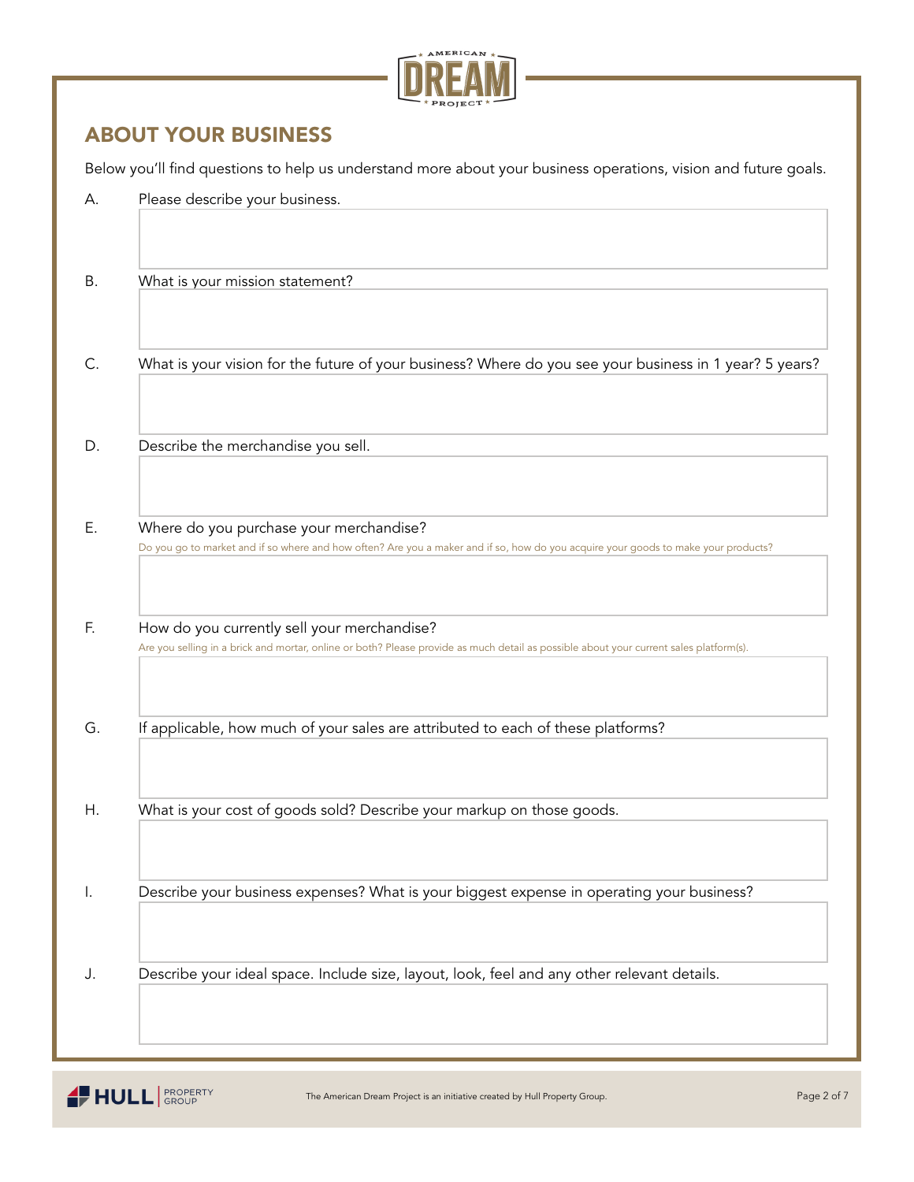## ABOUT YOUR BUSINESS

Below you'll find questions to help us understand more about your business operations, vision and future goals.

A. Please describe your business.

B. What is your mission statement?

C. What is your vision for the future of your business? Where do you see your business in 1 year? 5 years?

D. Describe the merchandise you sell.

E. Where do you purchase your merchandise?
Do you go to market and if so where and how often? Are you a maker and if so, how do you acquire your goods to make your products?

F. How do you currently sell your merchandise?
Are you selling in a brick and mortar, online or both? Please provide as much detail as possible about your current sales platform(s).

G. If applicable, how much of your sales are attributed to each of these platforms?

H. What is your cost of goods sold? Describe your markup on those goods.

I. Describe your business expenses? What is your biggest expense in operating your business?

J. Describe your ideal space. Include size, layout, look, feel and any other relevant details.

The American Dream Project is an initiative created by Hull Property Group.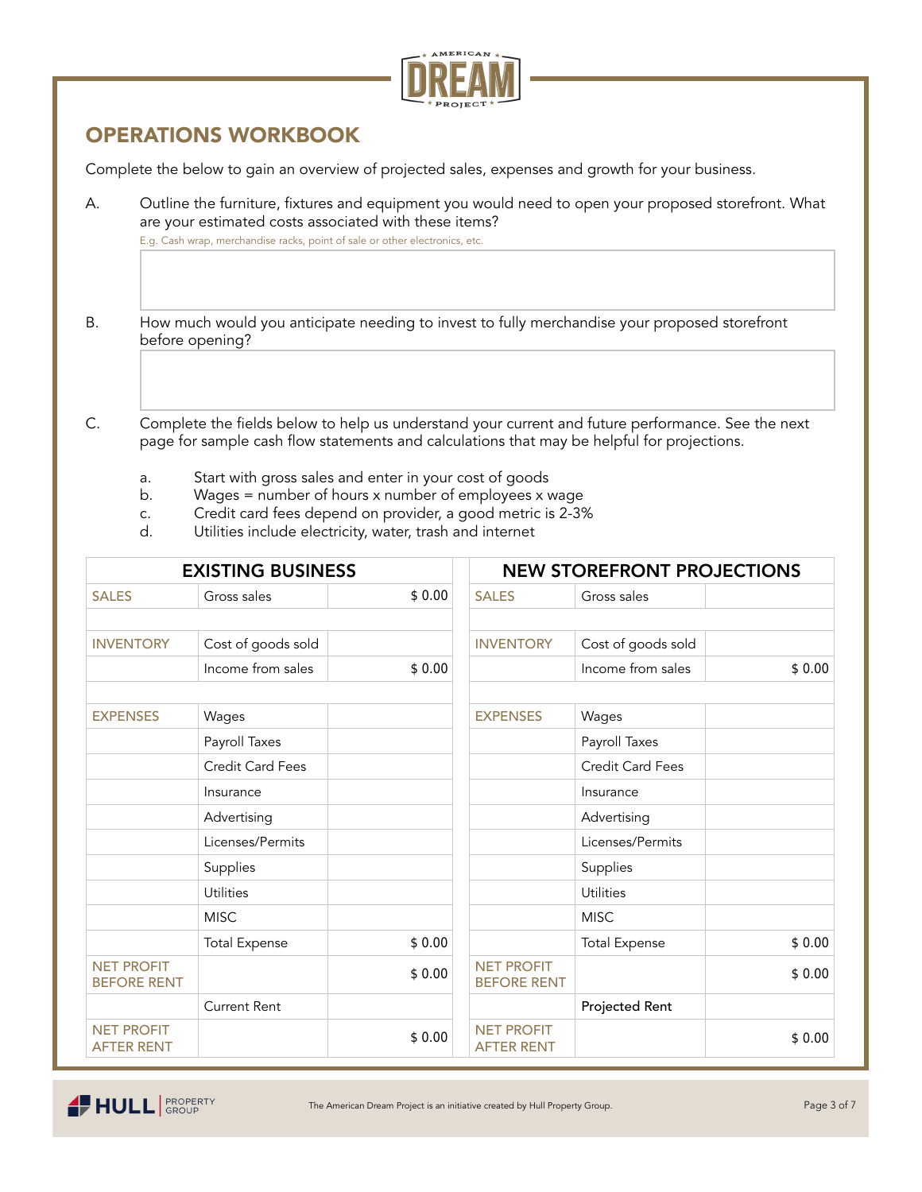## OPERATIONS WORKBOOK

Complete the below to gain an overview of projected sales, expenses and growth for your business.

A. Outline the furniture, fixtures and equipment you would need to open your proposed storefront. What are your estimated costs associated with these items?

E.g. Cash wrap, merchandise racks, point of sale or other electronics, etc.

B. How much would you anticipate needing to invest to fully merchandise your proposed storefront before opening?

C. Complete the fields below to help us understand your current and future performance. See the next page for sample cash flow statements and calculations that may be helpful for projections.

a. Start with gross sales and enter in your cost of goods
b. Wages = number of hours x number of employees x wage
c. Credit card fees depend on provider, a good metric is 2-3%
d. Utilities include electricity, water, trash and internet

| EXISTING BUSINESS | | | NEW STOREFRONT PROJECTIONS | | |
|---|---|---|---|---|---|
| SALES | Gross sales | $ 0.00 | SALES | Gross sales | |
| | | | | | |
| INVENTORY | Cost of goods sold | | INVENTORY | Cost of goods sold | |
| | Income from sales | $ 0.00 | | Income from sales | $ 0.00 |
| | | | | | |
| EXPENSES | Wages | | EXPENSES | Wages | |
| | Payroll Taxes | | | Payroll Taxes | |
| | Credit Card Fees | | | Credit Card Fees | |
| | Insurance | | | Insurance | |
| | Advertising | | | Advertising | |
| | Licenses/Permits | | | Licenses/Permits | |
| | Supplies | | | Supplies | |
| | Utilities | | | Utilities | |
| | MISC | | | MISC | |
| | Total Expense | $ 0.00 | | Total Expense | $ 0.00 |
| NET PROFIT BEFORE RENT | | $ 0.00 | NET PROFIT BEFORE RENT | | $ 0.00 |
| | Current Rent | | | Projected Rent | |
| NET PROFIT AFTER RENT | | $ 0.00 | NET PROFIT AFTER RENT | | $ 0.00 |

The American Dream Project is an initiative created by Hull Property Group.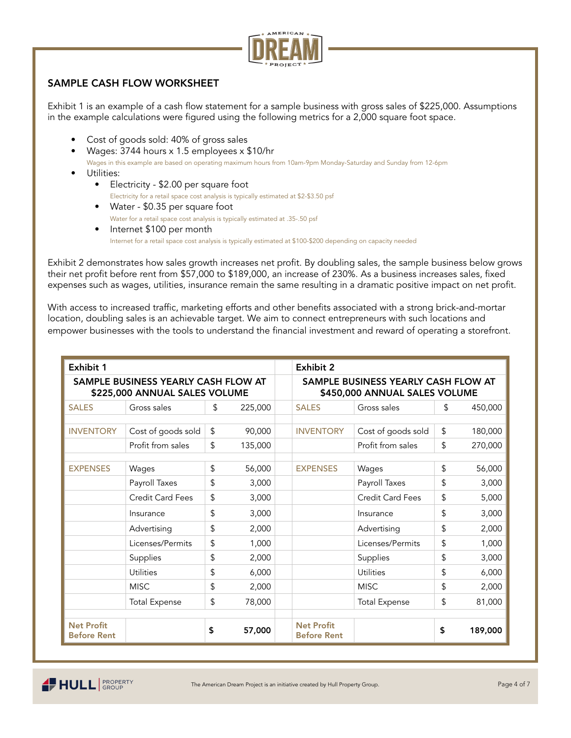## SAMPLE CASH FLOW WORKSHEET

Exhibit 1 is an example of a cash flow statement for a sample business with gross sales of $225,000. Assumptions in the example calculations were figured using the following metrics for a 2,000 square foot space.

- Cost of goods sold: 40% of gross sales
- Wages: 3744 hours x 1.5 employees x $10/hr
  Wages in this example are based on operating maximum hours from 10am-9pm Monday-Saturday and Sunday from 12-6pm
- Utilities:
  - Electricity - $2.00 per square foot
    Electricity for a retail space cost analysis is typically estimated at $2-$3.50 psf
  - Water - $0.35 per square foot
    Water for a retail space cost analysis is typically estimated at .35-.50 psf
  - Internet $100 per month
    Internet for a retail space cost analysis is typically estimated at $100-$200 depending on capacity needed

Exhibit 2 demonstrates how sales growth increases net profit. By doubling sales, the sample business below grows their net profit before rent from $57,000 to $189,000, an increase of 230%. As a business increases sales, fixed expenses such as wages, utilities, insurance remain the same resulting in a dramatic positive impact on net profit.

With access to increased traffic, marketing efforts and other benefits associated with a strong brick-and-mortar location, doubling sales is an achievable target. We aim to connect entrepreneurs with such locations and empower businesses with the tools to understand the financial investment and reward of operating a storefront.

| Exhibit 1 | | | | | Exhibit 2 | | | |
|---|---|---|---|---|---|---|---|---|
| SAMPLE BUSINESS YEARLY CASH FLOW AT $225,000 ANNUAL SALES VOLUME | | | | | SAMPLE BUSINESS YEARLY CASH FLOW AT $450,000 ANNUAL SALES VOLUME | | | |
| SALES | Gross sales | $ | 225,000 | | SALES | Gross sales | $ | 450,000 |
| | | | | | | | | |
| INVENTORY | Cost of goods sold | $ | 90,000 | | INVENTORY | Cost of goods sold | $ | 180,000 |
| | Profit from sales | $ | 135,000 | | | Profit from sales | $ | 270,000 |
| | | | | | | | | |
| EXPENSES | Wages | $ | 56,000 | | EXPENSES | Wages | $ | 56,000 |
| | Payroll Taxes | $ | 3,000 | | | Payroll Taxes | $ | 3,000 |
| | Credit Card Fees | $ | 3,000 | | | Credit Card Fees | $ | 5,000 |
| | Insurance | $ | 3,000 | | | Insurance | $ | 3,000 |
| | Advertising | $ | 2,000 | | | Advertising | $ | 2,000 |
| | Licenses/Permits | $ | 1,000 | | | Licenses/Permits | $ | 1,000 |
| | Supplies | $ | 2,000 | | | Supplies | $ | 3,000 |
| | Utilities | $ | 6,000 | | | Utilities | $ | 6,000 |
| | MISC | $ | 2,000 | | | MISC | $ | 2,000 |
| | Total Expense | $ | 78,000 | | | Total Expense | $ | 81,000 |
| | | | | | | | | |
| **Net Profit Before Rent** | | **$** | **57,000** | | **Net Profit Before Rent** | | **$** | **189,000** |

The American Dream Project is an initiative created by Hull Property Group.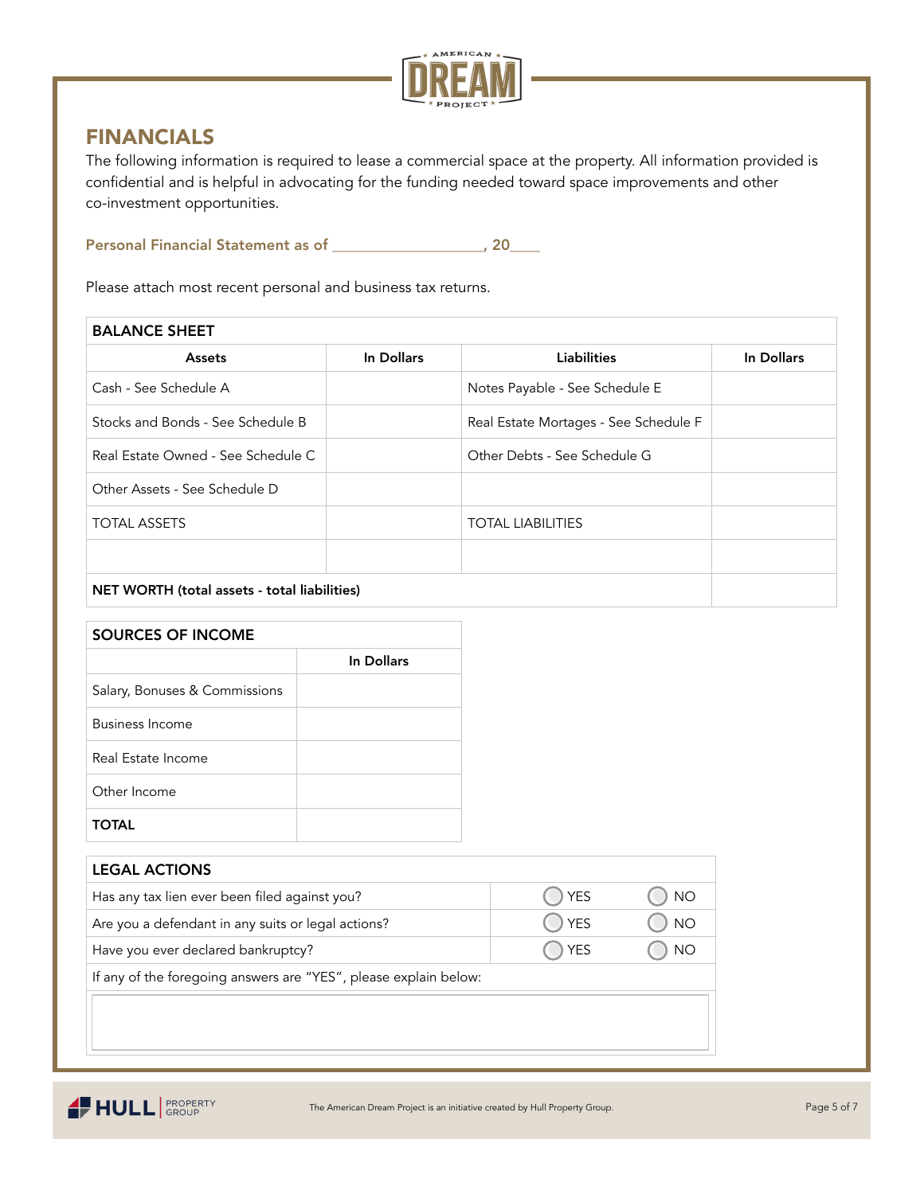## FINANCIALS

The following information is required to lease a commercial space at the property. All information provided is confidential and is helpful in advocating for the funding needed toward space improvements and other co-investment opportunities.

**Personal Financial Statement as of ____________________, 20____**

Please attach most recent personal and business tax returns.

| BALANCE SHEET | | | |
|---|---|---|---|
| **Assets** | **In Dollars** | **Liabilities** | **In Dollars** |
| Cash - See Schedule A | | Notes Payable - See Schedule E | |
| Stocks and Bonds - See Schedule B | | Real Estate Mortages - See Schedule F | |
| Real Estate Owned - See Schedule C | | Other Debts - See Schedule G | |
| Other Assets - See Schedule D | | | |
| TOTAL ASSETS | | TOTAL LIABILITIES | |
| | | | |
| **NET WORTH (total assets - total liabilities)** | | | |

| SOURCES OF INCOME | |
|---|---|
| | **In Dollars** |
| Salary, Bonuses & Commissions | |
| Business Income | |
| Real Estate Income | |
| Other Income | |
| **TOTAL** | |

| LEGAL ACTIONS | | |
|---|---|---|
| Has any tax lien ever been filed against you? | ◯ YES | ◯ NO |
| Are you a defendant in any suits or legal actions? | ◯ YES | ◯ NO |
| Have you ever declared bankruptcy? | ◯ YES | ◯ NO |
| If any of the foregoing answers are "YES", please explain below: | | |
| | | |

The American Dream Project is an initiative created by Hull Property Group.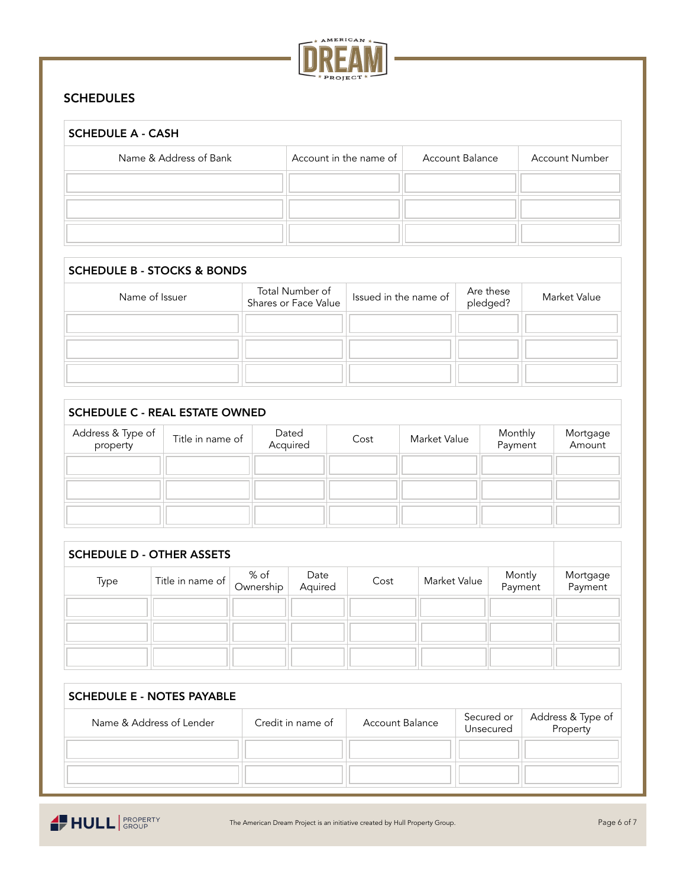## SCHEDULES

### SCHEDULE A - CASH

| Name & Address of Bank | Account in the name of | Account Balance | Account Number |
|---|---|---|---|
| | | | |
| | | | |
| | | | |

### SCHEDULE B - STOCKS & BONDS

| Name of Issuer | Total Number of Shares or Face Value | Issued in the name of | Are these pledged? | Market Value |
|---|---|---|---|---|
| | | | | |
| | | | | |
| | | | | |

### SCHEDULE C - REAL ESTATE OWNED

| Address & Type of property | Title in name of | Dated Acquired | Cost | Market Value | Monthly Payment | Mortgage Amount |
|---|---|---|---|---|---|---|
| | | | | | | |
| | | | | | | |
| | | | | | | |

### SCHEDULE D - OTHER ASSETS

| Type | Title in name of | % of Ownership | Date Aquired | Cost | Market Value | Montly Payment | Mortgage Payment |
|---|---|---|---|---|---|---|---|
| | | | | | | | |
| | | | | | | | |
| | | | | | | | |

### SCHEDULE E - NOTES PAYABLE

| Name & Address of Lender | Credit in name of | Account Balance | Secured or Unsecured | Address & Type of Property |
|---|---|---|---|---|
| | | | | |
| | | | | |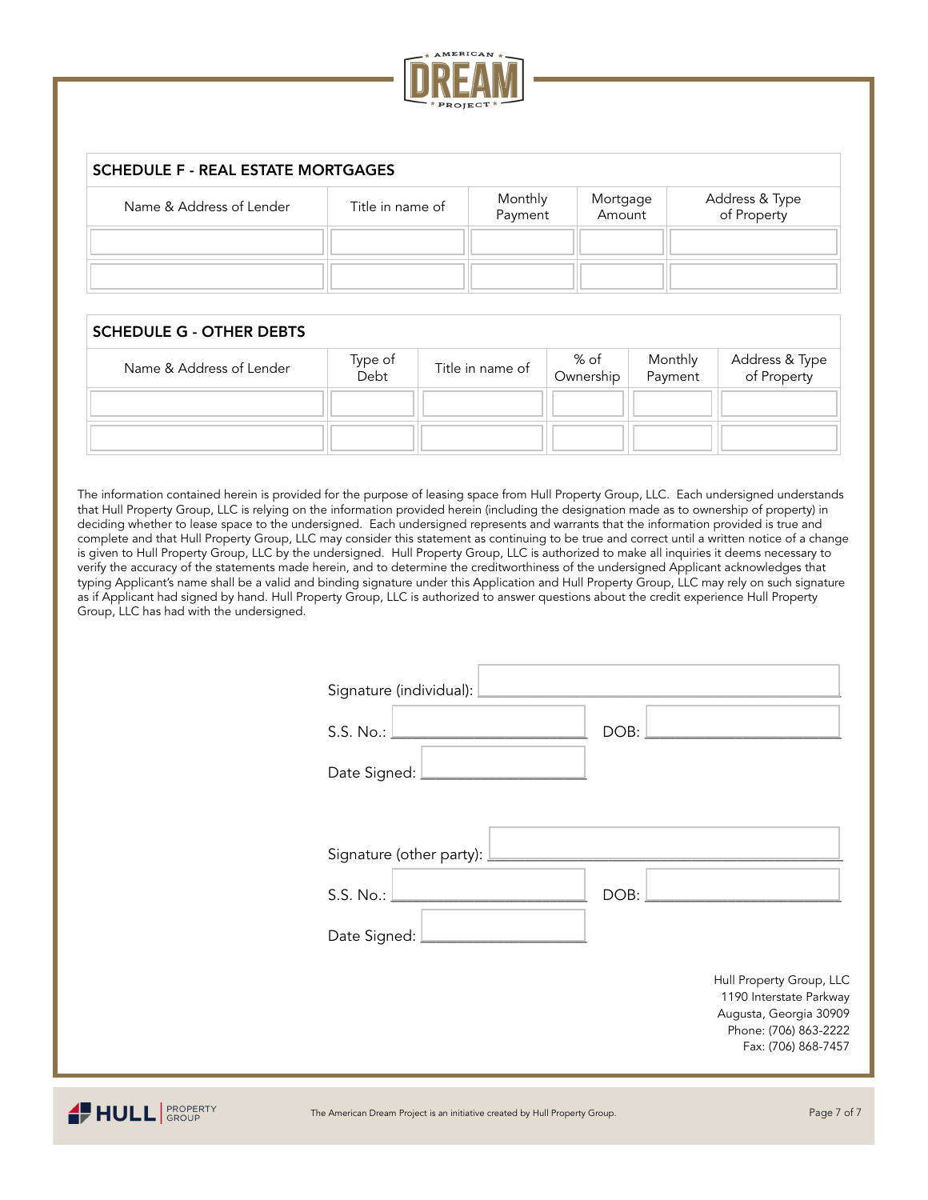## SCHEDULE F - REAL ESTATE MORTGAGES

| Name & Address of Lender | Title in name of | Monthly Payment | Mortgage Amount | Address & Type of Property |
|---|---|---|---|---|
| | | | | |
| | | | | |

## SCHEDULE G - OTHER DEBTS

| Name & Address of Lender | Type of Debt | Title in name of | % of Ownership | Monthly Payment | Address & Type of Property |
|---|---|---|---|---|---|
| | | | | | |
| | | | | | |

The information contained herein is provided for the purpose of leasing space from Hull Property Group, LLC. Each undersigned understands that Hull Property Group, LLC is relying on the information provided herein (including the designation made as to ownership of property) in deciding whether to lease space to the undersigned. Each undersigned represents and warrants that the information provided is true and complete and that Hull Property Group, LLC may consider this statement as continuing to be true and correct until a written notice of a change is given to Hull Property Group, LLC by the undersigned. Hull Property Group, LLC is authorized to make all inquiries it deems necessary to verify the accuracy of the statements made herein, and to determine the creditworthiness of the undersigned Applicant acknowledges that typing Applicant's name shall be a valid and binding signature under this Application and Hull Property Group, LLC may rely on such signature as if Applicant had signed by hand. Hull Property Group, LLC is authorized to answer questions about the credit experience Hull Property Group, LLC has had with the undersigned.

Signature (individual): ______________________

S.S. No.: ______________________ DOB: ______________________

Date Signed: ______________________

Signature (other party): ______________________

S.S. No.: ______________________ DOB: ______________________

Date Signed: ______________________

Hull Property Group, LLC
1190 Interstate Parkway
Augusta, Georgia 30909
Phone: (706) 863-2222
Fax: (706) 868-7457

The American Dream Project is an initiative created by Hull Property Group.